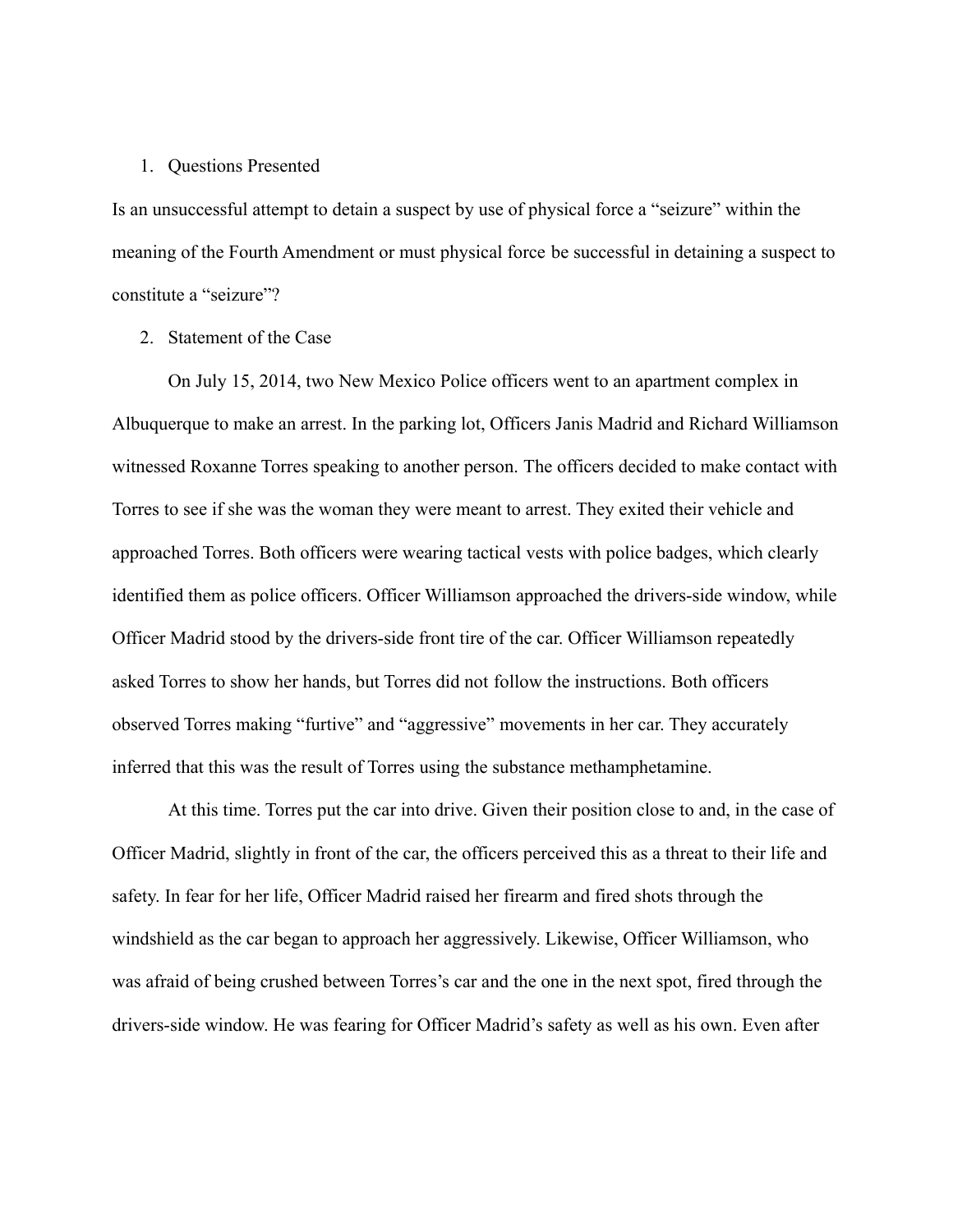1. Questions Presented

Is an unsuccessful attempt to detain a suspect by use of physical force a "seizure" within the meaning of the Fourth Amendment or must physical force be successful in detaining a suspect to constitute a "seizure"?

2. Statement of the Case

On July 15, 2014, two New Mexico Police officers went to an apartment complex in Albuquerque to make an arrest. In the parking lot, Officers Janis Madrid and Richard Williamson witnessed Roxanne Torres speaking to another person. The officers decided to make contact with Torres to see if she was the woman they were meant to arrest. They exited their vehicle and approached Torres. Both officers were wearing tactical vests with police badges, which clearly identified them as police officers. Officer Williamson approached the drivers-side window, while Officer Madrid stood by the drivers-side front tire of the car. Officer Williamson repeatedly asked Torres to show her hands, but Torres did not follow the instructions. Both officers observed Torres making "furtive" and "aggressive" movements in her car. They accurately inferred that this was the result of Torres using the substance methamphetamine.

At this time. Torres put the car into drive. Given their position close to and, in the case of Officer Madrid, slightly in front of the car, the officers perceived this as a threat to their life and safety. In fear for her life, Officer Madrid raised her firearm and fired shots through the windshield as the car began to approach her aggressively. Likewise, Officer Williamson, who was afraid of being crushed between Torres's car and the one in the next spot, fired through the drivers-side window. He was fearing for Officer Madrid's safety as well as his own. Even after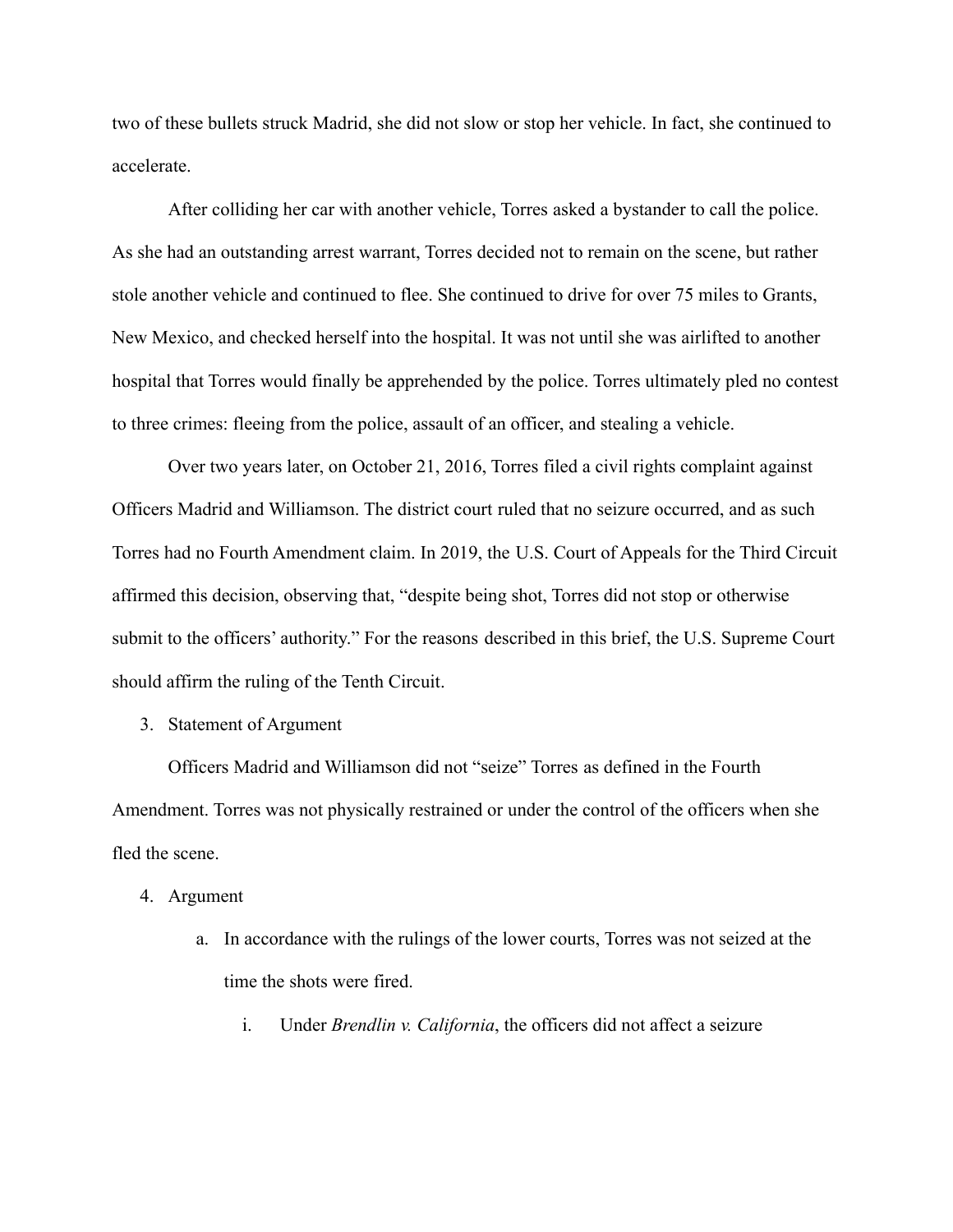two of these bullets struck Madrid, she did not slow or stop her vehicle. In fact, she continued to accelerate.

After colliding her car with another vehicle, Torres asked a bystander to call the police. As she had an outstanding arrest warrant, Torres decided not to remain on the scene, but rather stole another vehicle and continued to flee. She continued to drive for over 75 miles to Grants, New Mexico, and checked herself into the hospital. It was not until she was airlifted to another hospital that Torres would finally be apprehended by the police. Torres ultimately pled no contest to three crimes: fleeing from the police, assault of an officer, and stealing a vehicle.

Over two years later, on October 21, 2016, Torres filed a civil rights complaint against Officers Madrid and Williamson. The district court ruled that no seizure occurred, and as such Torres had no Fourth Amendment claim. In 2019, the U.S. Court of Appeals for the Third Circuit affirmed this decision, observing that, "despite being shot, Torres did not stop or otherwise submit to the officers' authority." For the reasons described in this brief, the U.S. Supreme Court should affirm the ruling of the Tenth Circuit.

3. Statement of Argument

Officers Madrid and Williamson did not "seize" Torres as defined in the Fourth Amendment. Torres was not physically restrained or under the control of the officers when she fled the scene.

4. Argument

   a. In accordance with the rulings of the lower courts, Torres was not seized at the time the shots were fired.

      i. Under *Brendlin v. California*, the officers did not affect a seizure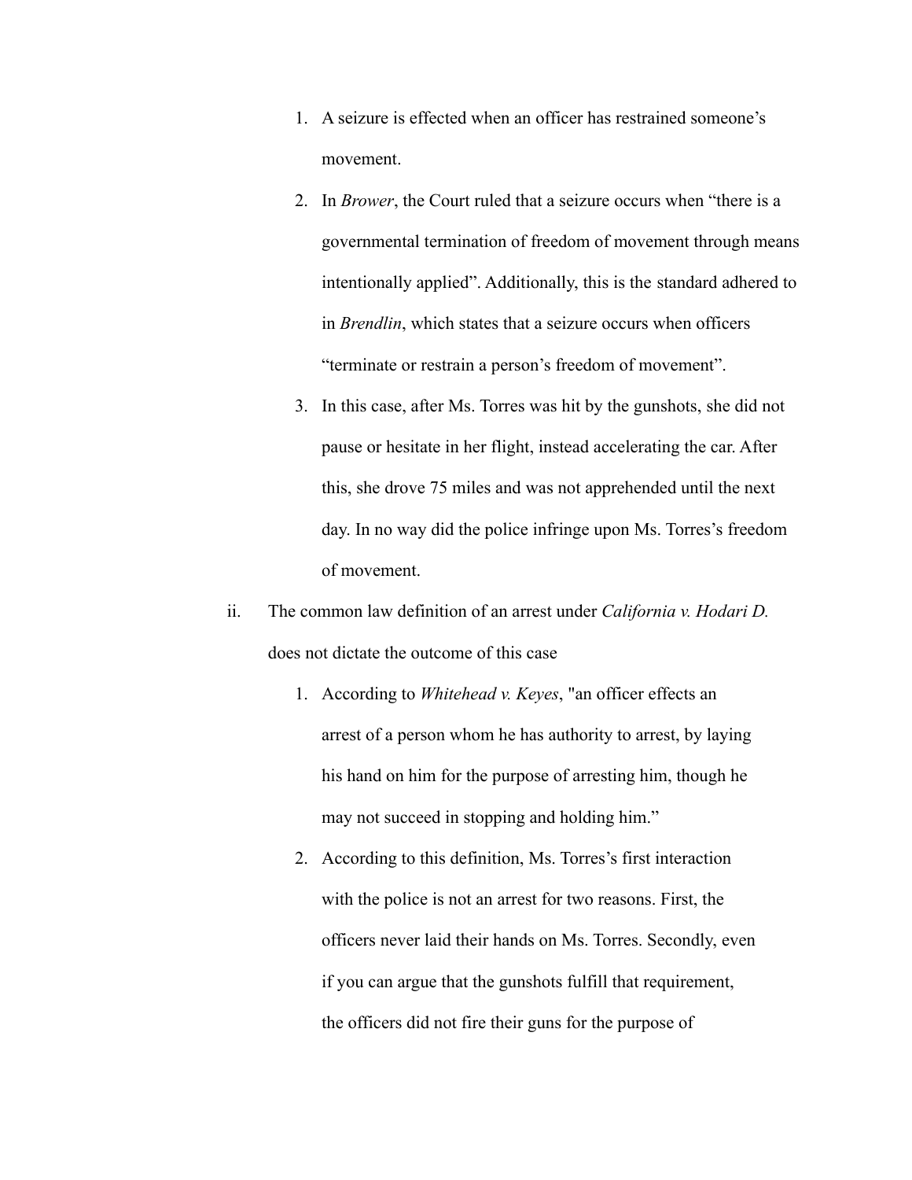1. A seizure is effected when an officer has restrained someone's movement.
2. In *Brower*, the Court ruled that a seizure occurs when "there is a governmental termination of freedom of movement through means intentionally applied". Additionally, this is the standard adhered to in *Brendlin*, which states that a seizure occurs when officers "terminate or restrain a person's freedom of movement".
3. In this case, after Ms. Torres was hit by the gunshots, she did not pause or hesitate in her flight, instead accelerating the car. After this, she drove 75 miles and was not apprehended until the next day. In no way did the police infringe upon Ms. Torres's freedom of movement.

ii. The common law definition of an arrest under *California v. Hodari D.* does not dictate the outcome of this case

1. According to *Whitehead v. Keyes*, "an officer effects an arrest of a person whom he has authority to arrest, by laying his hand on him for the purpose of arresting him, though he may not succeed in stopping and holding him."
2. According to this definition, Ms. Torres's first interaction with the police is not an arrest for two reasons. First, the officers never laid their hands on Ms. Torres. Secondly, even if you can argue that the gunshots fulfill that requirement, the officers did not fire their guns for the purpose of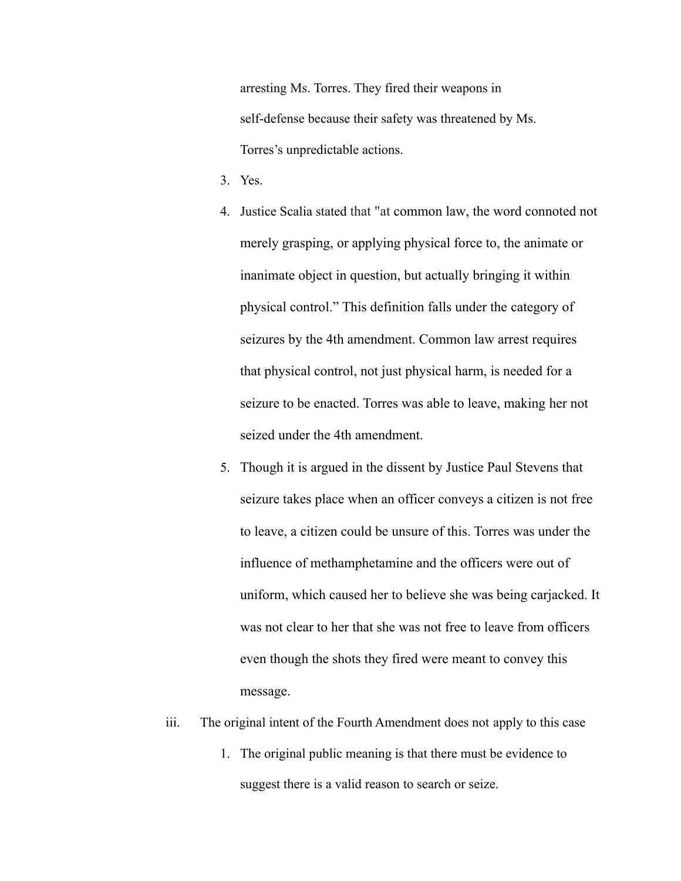arresting Ms. Torres. They fired their weapons in self-defense because their safety was threatened by Ms. Torres's unpredictable actions.

3. Yes.
4. Justice Scalia stated that "at common law, the word connoted not merely grasping, or applying physical force to, the animate or inanimate object in question, but actually bringing it within physical control." This definition falls under the category of seizures by the 4th amendment. Common law arrest requires that physical control, not just physical harm, is needed for a seizure to be enacted. Torres was able to leave, making her not seized under the 4th amendment.
5. Though it is argued in the dissent by Justice Paul Stevens that seizure takes place when an officer conveys a citizen is not free to leave, a citizen could be unsure of this. Torres was under the influence of methamphetamine and the officers were out of uniform, which caused her to believe she was being carjacked. It was not clear to her that she was not free to leave from officers even though the shots they fired were meant to convey this message.

iii. The original intent of the Fourth Amendment does not apply to this case

1. The original public meaning is that there must be evidence to suggest there is a valid reason to search or seize.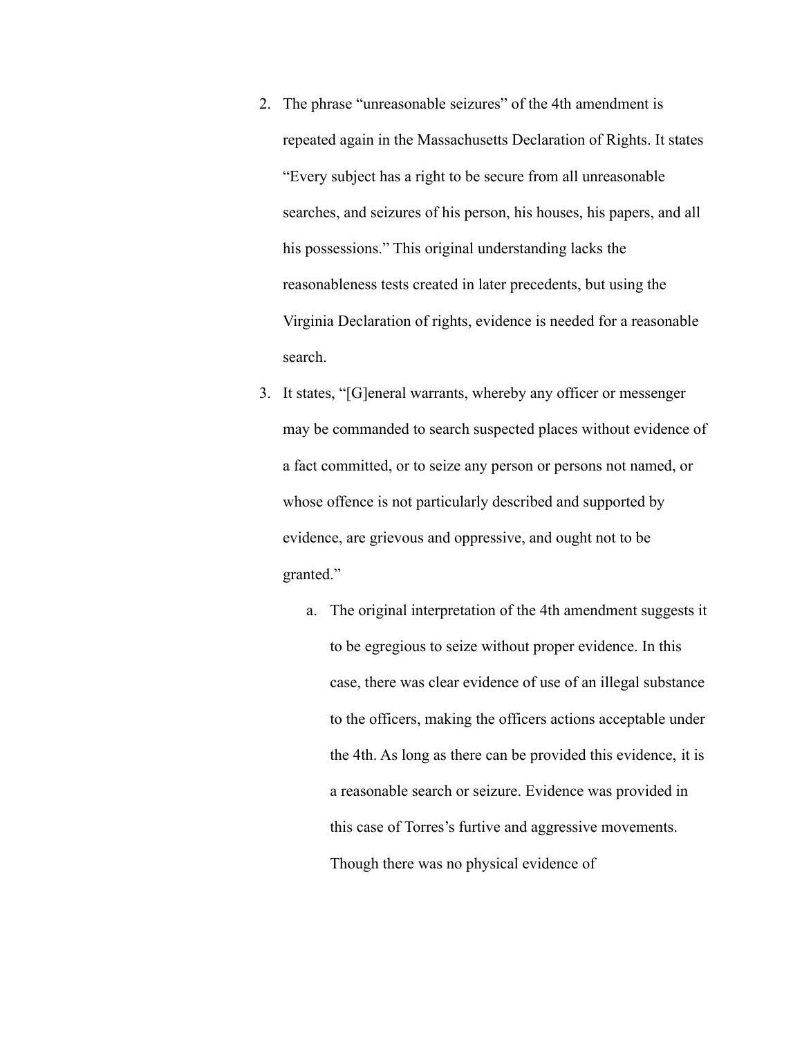2. The phrase "unreasonable seizures" of the 4th amendment is repeated again in the Massachusetts Declaration of Rights. It states "Every subject has a right to be secure from all unreasonable searches, and seizures of his person, his houses, his papers, and all his possessions." This original understanding lacks the reasonableness tests created in later precedents, but using the Virginia Declaration of rights, evidence is needed for a reasonable search.
3. It states, "[G]eneral warrants, whereby any officer or messenger may be commanded to search suspected places without evidence of a fact committed, or to seize any person or persons not named, or whose offence is not particularly described and supported by evidence, are grievous and oppressive, and ought not to be granted."
    a. The original interpretation of the 4th amendment suggests it to be egregious to seize without proper evidence. In this case, there was clear evidence of use of an illegal substance to the officers, making the officers actions acceptable under the 4th. As long as there can be provided this evidence, it is a reasonable search or seizure. Evidence was provided in this case of Torres's furtive and aggressive movements. Though there was no physical evidence of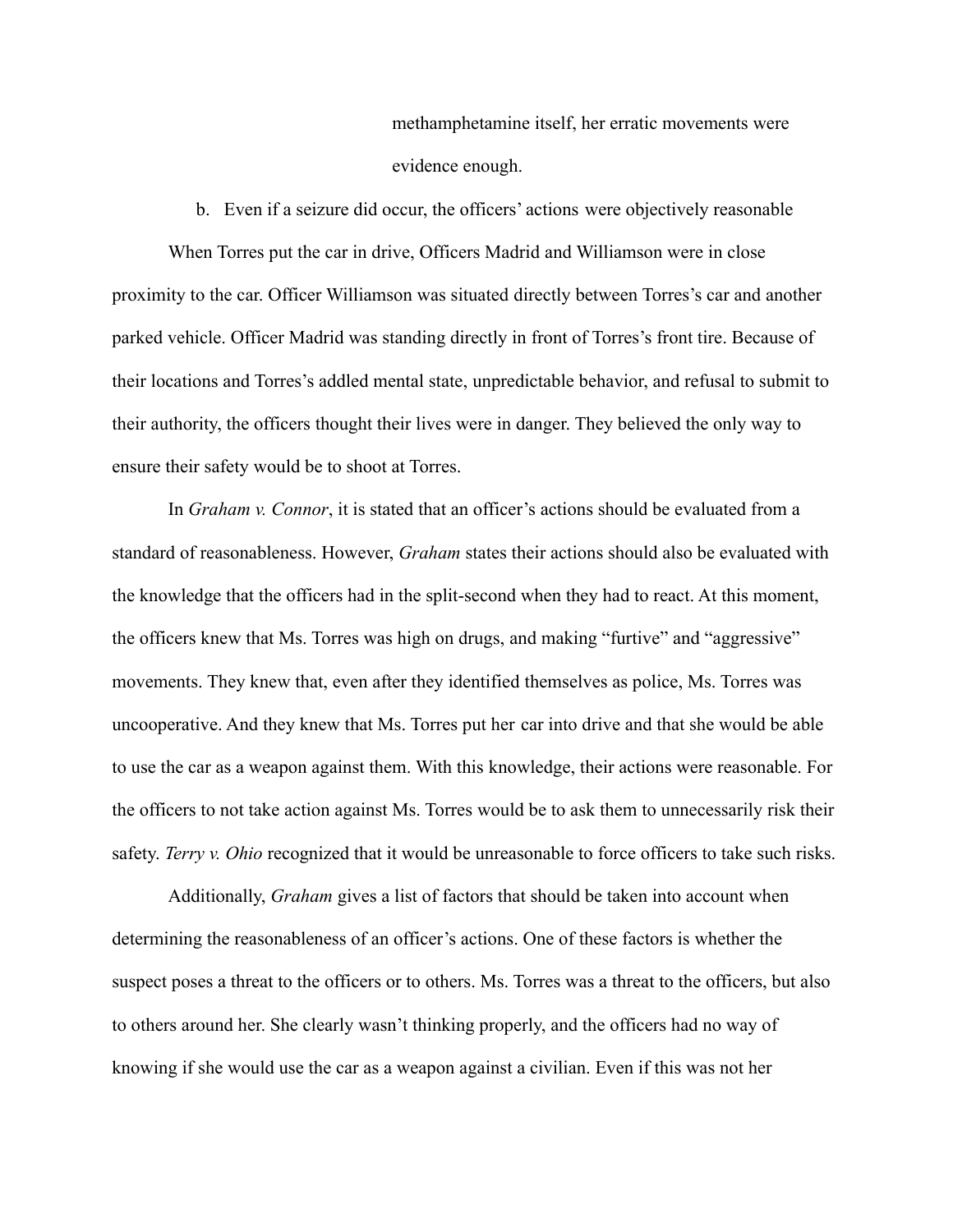methamphetamine itself, her erratic movements were evidence enough.

b. Even if a seizure did occur, the officers' actions were objectively reasonable

When Torres put the car in drive, Officers Madrid and Williamson were in close proximity to the car. Officer Williamson was situated directly between Torres's car and another parked vehicle. Officer Madrid was standing directly in front of Torres's front tire. Because of their locations and Torres's addled mental state, unpredictable behavior, and refusal to submit to their authority, the officers thought their lives were in danger. They believed the only way to ensure their safety would be to shoot at Torres.

In *Graham v. Connor*, it is stated that an officer's actions should be evaluated from a standard of reasonableness. However, *Graham* states their actions should also be evaluated with the knowledge that the officers had in the split-second when they had to react. At this moment, the officers knew that Ms. Torres was high on drugs, and making "furtive" and "aggressive" movements. They knew that, even after they identified themselves as police, Ms. Torres was uncooperative. And they knew that Ms. Torres put her car into drive and that she would be able to use the car as a weapon against them. With this knowledge, their actions were reasonable. For the officers to not take action against Ms. Torres would be to ask them to unnecessarily risk their safety. *Terry v. Ohio* recognized that it would be unreasonable to force officers to take such risks.

Additionally, *Graham* gives a list of factors that should be taken into account when determining the reasonableness of an officer's actions. One of these factors is whether the suspect poses a threat to the officers or to others. Ms. Torres was a threat to the officers, but also to others around her. She clearly wasn't thinking properly, and the officers had no way of knowing if she would use the car as a weapon against a civilian. Even if this was not her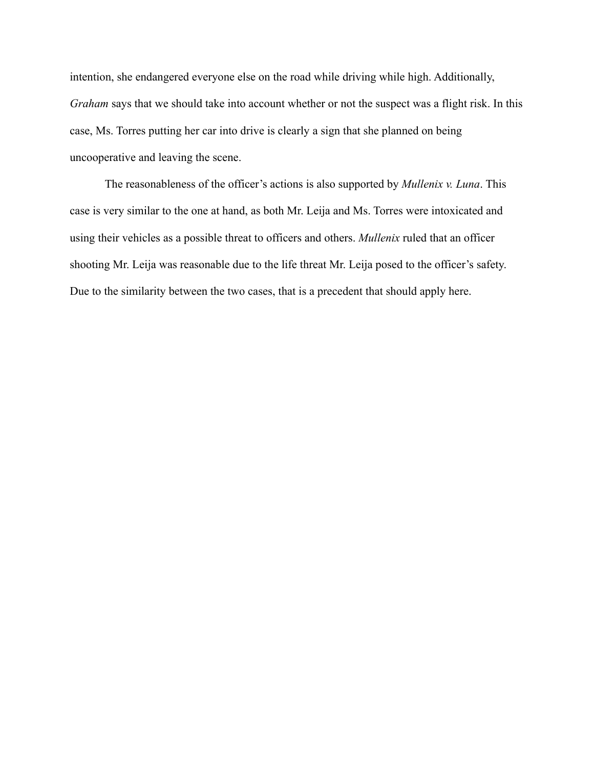intention, she endangered everyone else on the road while driving while high. Additionally, *Graham* says that we should take into account whether or not the suspect was a flight risk. In this case, Ms. Torres putting her car into drive is clearly a sign that she planned on being uncooperative and leaving the scene.

The reasonableness of the officer's actions is also supported by *Mullenix v. Luna*. This case is very similar to the one at hand, as both Mr. Leija and Ms. Torres were intoxicated and using their vehicles as a possible threat to officers and others. *Mullenix* ruled that an officer shooting Mr. Leija was reasonable due to the life threat Mr. Leija posed to the officer's safety. Due to the similarity between the two cases, that is a precedent that should apply here.